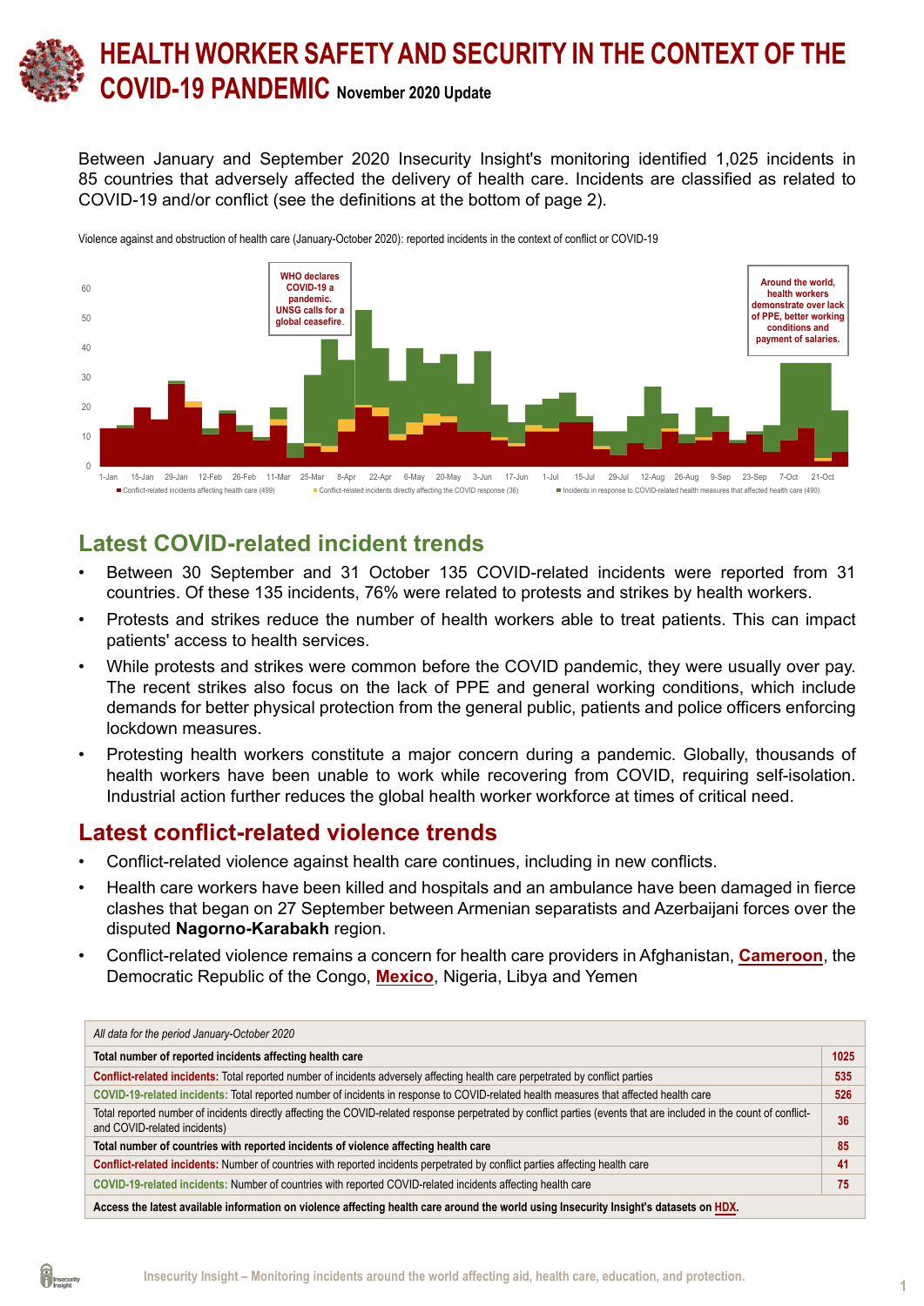# HEALTH WORKER SAFETY AND SECURITY IN THE CONTEXT OF THE COVID-19 PANDEMIC November 2020 Update

Between January and September 2020 Insecurity Insight's monitoring identified 1,025 incidents in 85 countries that adversely affected the delivery of health care. Incidents are classified as related to COVID-19 and/or conflict (see the definitions at the bottom of page 2).

Violence against and obstruction of health care (January-October 2020): reported incidents in the context of conflict or COVID-19

WHO declares COVID-19 a pandemic. UNSG calls for a global ceasefire.

Around the world, health workers demonstrate over lack of PPE, better working conditions and payment of salaries.

■ Conflict-related incidents affecting health care (499) ■ Conflict-related incidents directly affecting the COVID response (36) ■ Incidents in response to COVID-related health measures that affected health care (490)

## Latest COVID-related incident trends

- Between 30 September and 31 October 135 COVID-related incidents were reported from 31 countries. Of these 135 incidents, 76% were related to protests and strikes by health workers.
- Protests and strikes reduce the number of health workers able to treat patients. This can impact patients' access to health services.
- While protests and strikes were common before the COVID pandemic, they were usually over pay. The recent strikes also focus on the lack of PPE and general working conditions, which include demands for better physical protection from the general public, patients and police officers enforcing lockdown measures.
- Protesting health workers constitute a major concern during a pandemic. Globally, thousands of health workers have been unable to work while recovering from COVID, requiring self-isolation. Industrial action further reduces the global health worker workforce at times of critical need.

## Latest conflict-related violence trends

- Conflict-related violence against health care continues, including in new conflicts.
- Health care workers have been killed and hospitals and an ambulance have been damaged in fierce clashes that began on 27 September between Armenian separatists and Azerbaijani forces over the disputed **Nagorno-Karabakh** region.
- Conflict-related violence remains a concern for health care providers in Afghanistan, **Cameroon**, the Democratic Republic of the Congo, **Mexico**, Nigeria, Libya and Yemen

| *All data for the period January-October 2020* | |
|---|---|
| **Total number of reported incidents affecting health care** | **1025** |
| **Conflict-related incidents:** Total reported number of incidents adversely affecting health care perpetrated by conflict parties | **535** |
| **COVID-19-related incidents:** Total reported number of incidents in response to COVID-related health measures that affected health care | **526** |
| Total reported number of incidents directly affecting the COVID-related response perpetrated by conflict parties (events that are included in the count of conflict- and COVID-related incidents) | **36** |
| **Total number of countries with reported incidents of violence affecting health care** | **85** |
| **Conflict-related incidents:** Number of countries with reported incidents perpetrated by conflict parties affecting health care | **41** |
| **COVID-19-related incidents:** Number of countries with reported COVID-related incidents affecting health care | **75** |
| **Access the latest available information on violence affecting health care around the world using Insecurity Insight's datasets on HDX.** | |

Insecurity Insight – Monitoring incidents around the world affecting aid, health care, education, and protection.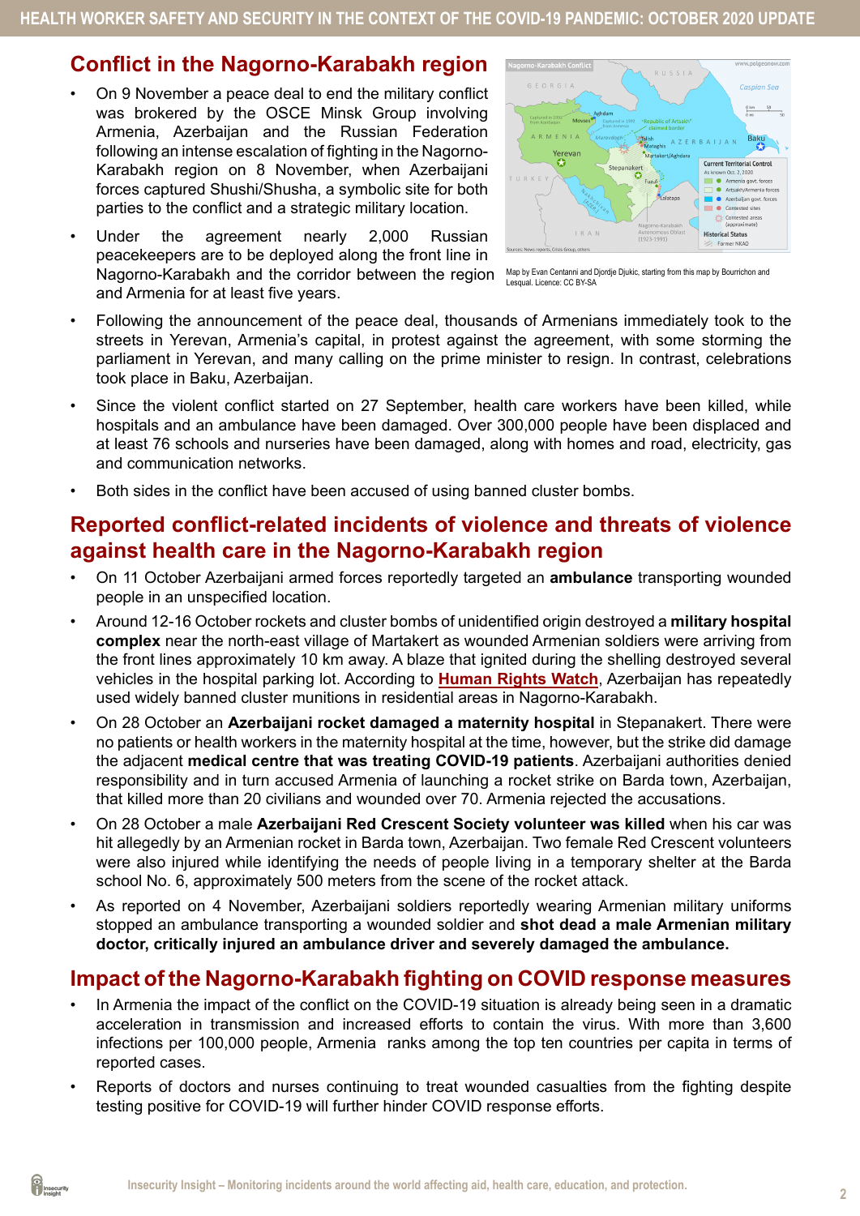## Conflict in the Nagorno-Karabakh region

- On 9 November a peace deal to end the military conflict was brokered by the OSCE Minsk Group involving Armenia, Azerbaijan and the Russian Federation following an intense escalation of fighting in the Nagorno-Karabakh region on 8 November, when Azerbaijani forces captured Shushi/Shusha, a symbolic site for both parties to the conflict and a strategic military location.
- Under the agreement nearly 2,000 Russian peacekeepers are to be deployed along the front line in Nagorno-Karabakh and the corridor between the region and Armenia for at least five years.

Map by Evan Centanni and Djordje Djukic, starting from this map by Bourrichon and Lesqual. Licence: CC BY-SA

- Following the announcement of the peace deal, thousands of Armenians immediately took to the streets in Yerevan, Armenia's capital, in protest against the agreement, with some storming the parliament in Yerevan, and many calling on the prime minister to resign. In contrast, celebrations took place in Baku, Azerbaijan.
- Since the violent conflict started on 27 September, health care workers have been killed, while hospitals and an ambulance have been damaged. Over 300,000 people have been displaced and at least 76 schools and nurseries have been damaged, along with homes and road, electricity, gas and communication networks.
- Both sides in the conflict have been accused of using banned cluster bombs.

## Reported conflict-related incidents of violence and threats of violence against health care in the Nagorno-Karabakh region

- On 11 October Azerbaijani armed forces reportedly targeted an **ambulance** transporting wounded people in an unspecified location.
- Around 12-16 October rockets and cluster bombs of unidentified origin destroyed a **military hospital complex** near the north-east village of Martakert as wounded Armenian soldiers were arriving from the front lines approximately 10 km away. A blaze that ignited during the shelling destroyed several vehicles in the hospital parking lot. According to **Human Rights Watch**, Azerbaijan has repeatedly used widely banned cluster munitions in residential areas in Nagorno-Karabakh.
- On 28 October an **Azerbaijani rocket damaged a maternity hospital** in Stepanakert. There were no patients or health workers in the maternity hospital at the time, however, but the strike did damage the adjacent **medical centre that was treating COVID-19 patients**. Azerbaijani authorities denied responsibility and in turn accused Armenia of launching a rocket strike on Barda town, Azerbaijan, that killed more than 20 civilians and wounded over 70. Armenia rejected the accusations.
- On 28 October a male **Azerbaijani Red Crescent Society volunteer was killed** when his car was hit allegedly by an Armenian rocket in Barda town, Azerbaijan. Two female Red Crescent volunteers were also injured while identifying the needs of people living in a temporary shelter at the Barda school No. 6, approximately 500 meters from the scene of the rocket attack.
- As reported on 4 November, Azerbaijani soldiers reportedly wearing Armenian military uniforms stopped an ambulance transporting a wounded soldier and **shot dead a male Armenian military doctor, critically injured an ambulance driver and severely damaged the ambulance.**

## Impact of the Nagorno-Karabakh fighting on COVID response measures

- In Armenia the impact of the conflict on the COVID-19 situation is already being seen in a dramatic acceleration in transmission and increased efforts to contain the virus. With more than 3,600 infections per 100,000 people, Armenia ranks among the top ten countries per capita in terms of reported cases.
- Reports of doctors and nurses continuing to treat wounded casualties from the fighting despite testing positive for COVID-19 will further hinder COVID response efforts.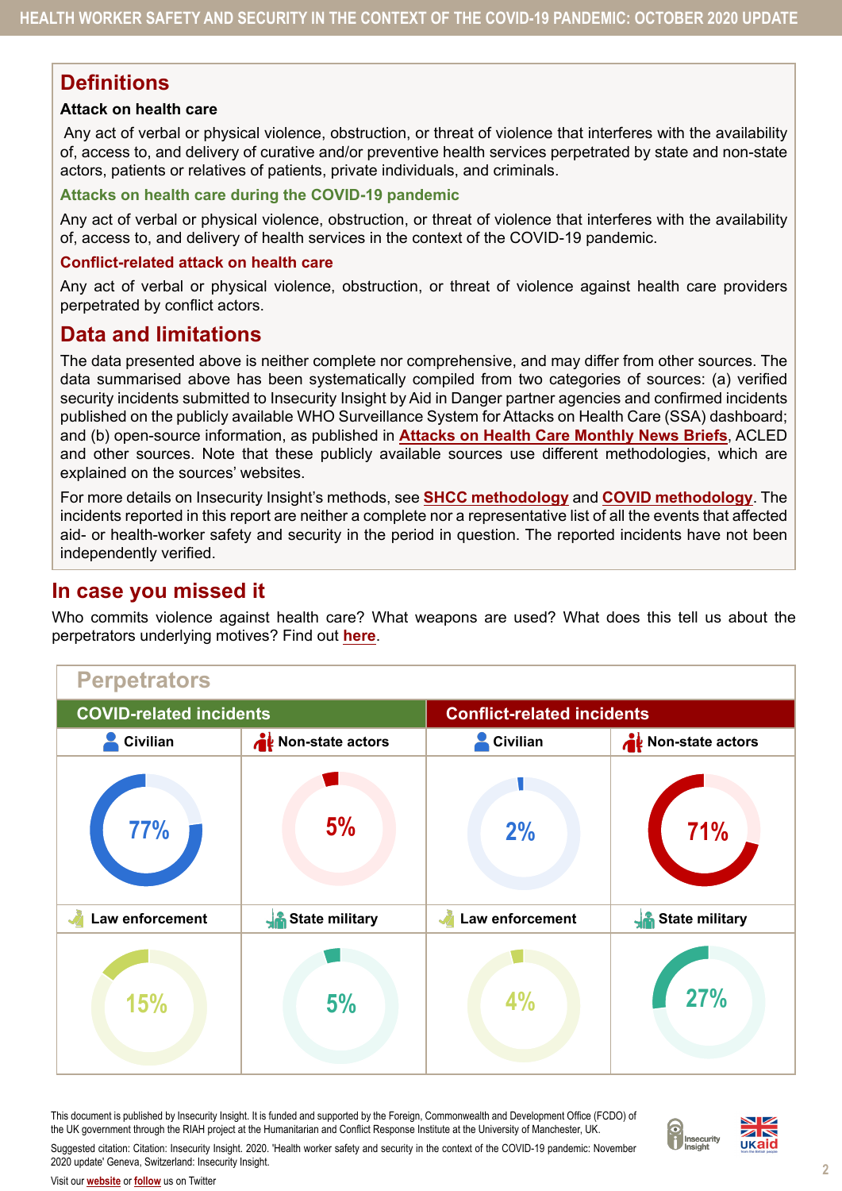## Definitions

**Attack on health care**

Any act of verbal or physical violence, obstruction, or threat of violence that interferes with the availability of, access to, and delivery of curative and/or preventive health services perpetrated by state and non-state actors, patients or relatives of patients, private individuals, and criminals.

### Attacks on health care during the COVID-19 pandemic

Any act of verbal or physical violence, obstruction, or threat of violence that interferes with the availability of, access to, and delivery of health services in the context of the COVID-19 pandemic.

### Conflict-related attack on health care

Any act of verbal or physical violence, obstruction, or threat of violence against health care providers perpetrated by conflict actors.

## Data and limitations

The data presented above is neither complete nor comprehensive, and may differ from other sources. The data summarised above has been systematically compiled from two categories of sources: (a) verified security incidents submitted to Insecurity Insight by Aid in Danger partner agencies and confirmed incidents published on the publicly available WHO Surveillance System for Attacks on Health Care (SSA) dashboard; and (b) open-source information, as published in **Attacks on Health Care Monthly News Briefs**, ACLED and other sources. Note that these publicly available sources use different methodologies, which are explained on the sources' websites.

For more details on Insecurity Insight's methods, see **SHCC methodology** and **COVID methodology**. The incidents reported in this report are neither a complete nor a representative list of all the events that affected aid- or health-worker safety and security in the period in question. The reported incidents have not been independently verified.

## In case you missed it

Who commits violence against health care? What weapons are used? What does this tell us about the perpetrators underlying motives? Find out **here**.

### Perpetrators

COVID-related incidents

Civilian
77%

Non-state actors
5%

Law enforcement
15%

State military
5%

Conflict-related incidents

Civilian
2%

Non-state actors
71%

Law enforcement
4%

State military
27%

This document is published by Insecurity Insight. It is funded and supported by the Foreign, Commonwealth and Development Office (FCDO) of the UK government through the RIAH project at the Humanitarian and Conflict Response Institute at the University of Manchester, UK.

Suggested citation: Citation: Insecurity Insight. 2020. 'Health worker safety and security in the context of the COVID-19 pandemic: November 2020 update' Geneva, Switzerland: Insecurity Insight.

Visit our **website** or **follow** us on Twitter